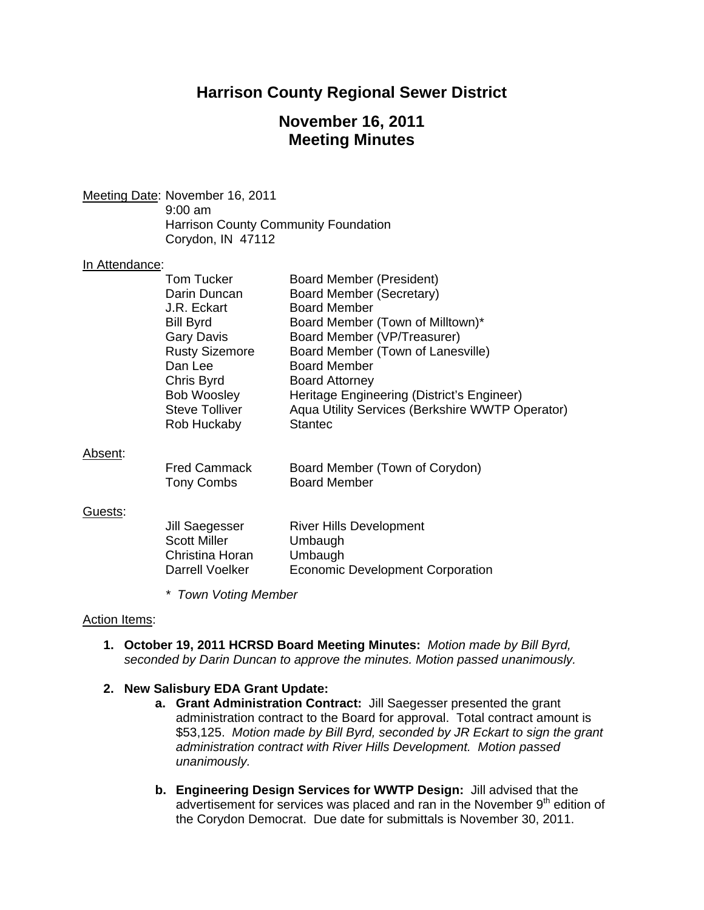# Harrison County Regional Sewer District

## November 16, 2011
## Meeting Minutes

Meeting Date: November 16, 2011
9:00 am
Harrison County Community Foundation
Corydon, IN 47112

In Attendance:

| | |
|---|---|
| Tom Tucker | Board Member (President) |
| Darin Duncan | Board Member (Secretary) |
| J.R. Eckart | Board Member |
| Bill Byrd | Board Member (Town of Milltown)* |
| Gary Davis | Board Member (VP/Treasurer) |
| Rusty Sizemore | Board Member (Town of Lanesville) |
| Dan Lee | Board Member |
| Chris Byrd | Board Attorney |
| Bob Woosley | Heritage Engineering (District's Engineer) |
| Steve Tolliver | Aqua Utility Services (Berkshire WWTP Operator) |
| Rob Huckaby | Stantec |

Absent:

| | |
|---|---|
| Fred Cammack | Board Member (Town of Corydon) |
| Tony Combs | Board Member |

Guests:

| | |
|---|---|
| Jill Saegesser | River Hills Development |
| Scott Miller | Umbaugh |
| Christina Horan | Umbaugh |
| Darrell Voelker | Economic Development Corporation |

*\* Town Voting Member*

Action Items:

1. **October 19, 2011 HCRSD Board Meeting Minutes:** *Motion made by Bill Byrd, seconded by Darin Duncan to approve the minutes. Motion passed unanimously.*

2. **New Salisbury EDA Grant Update:**
   a. **Grant Administration Contract:** Jill Saegesser presented the grant administration contract to the Board for approval. Total contract amount is $53,125. *Motion made by Bill Byrd, seconded by JR Eckart to sign the grant administration contract with River Hills Development. Motion passed unanimously.*

   b. **Engineering Design Services for WWTP Design:** Jill advised that the advertisement for services was placed and ran in the November 9th edition of the Corydon Democrat. Due date for submittals is November 30, 2011.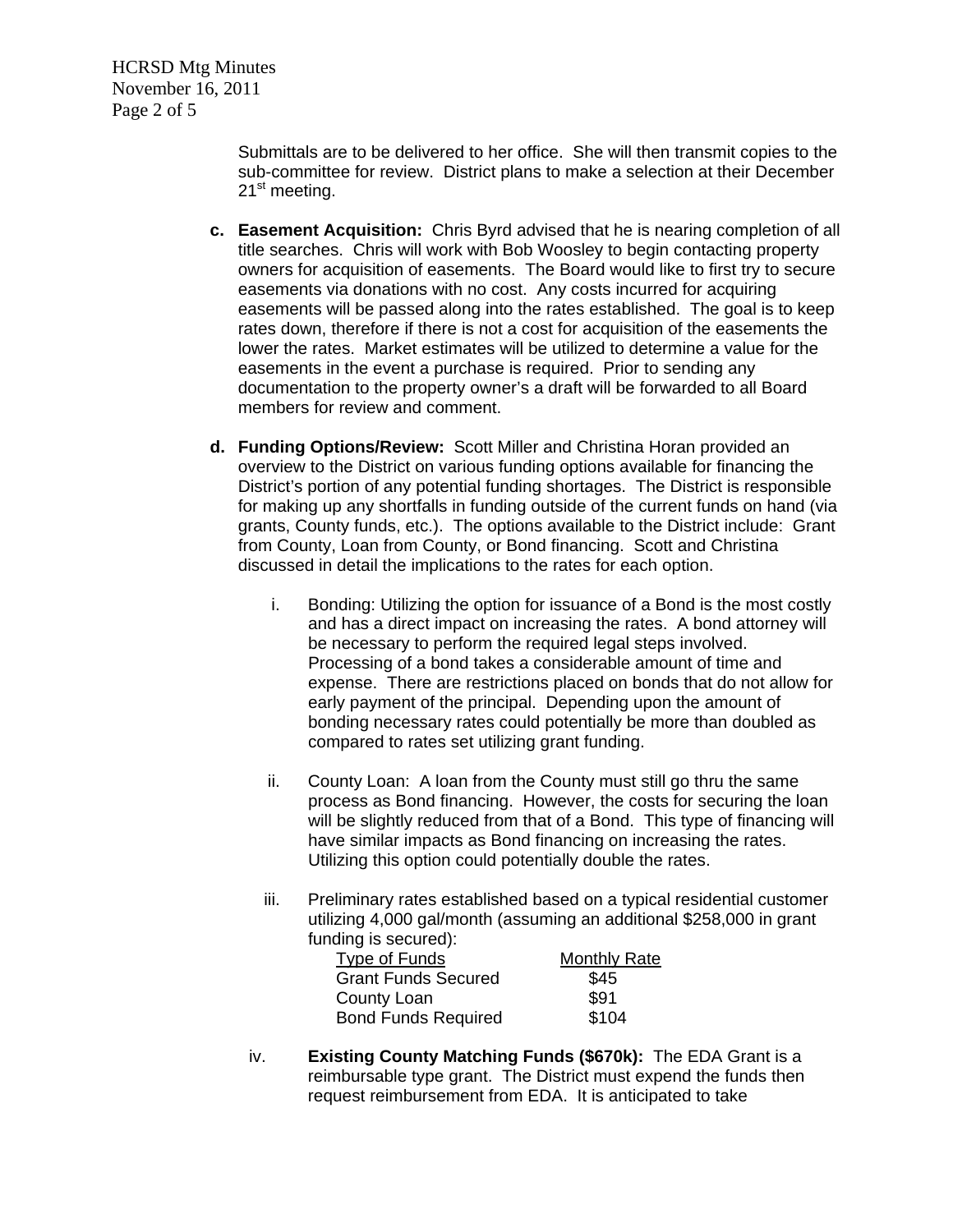Submittals are to be delivered to her office. She will then transmit copies to the sub-committee for review. District plans to make a selection at their December 21st meeting.

**c. Easement Acquisition:** Chris Byrd advised that he is nearing completion of all title searches. Chris will work with Bob Woosley to begin contacting property owners for acquisition of easements. The Board would like to first try to secure easements via donations with no cost. Any costs incurred for acquiring easements will be passed along into the rates established. The goal is to keep rates down, therefore if there is not a cost for acquisition of the easements the lower the rates. Market estimates will be utilized to determine a value for the easements in the event a purchase is required. Prior to sending any documentation to the property owner's a draft will be forwarded to all Board members for review and comment.

**d. Funding Options/Review:** Scott Miller and Christina Horan provided an overview to the District on various funding options available for financing the District's portion of any potential funding shortages. The District is responsible for making up any shortfalls in funding outside of the current funds on hand (via grants, County funds, etc.). The options available to the District include: Grant from County, Loan from County, or Bond financing. Scott and Christina discussed in detail the implications to the rates for each option.

i. Bonding: Utilizing the option for issuance of a Bond is the most costly and has a direct impact on increasing the rates. A bond attorney will be necessary to perform the required legal steps involved. Processing of a bond takes a considerable amount of time and expense. There are restrictions placed on bonds that do not allow for early payment of the principal. Depending upon the amount of bonding necessary rates could potentially be more than doubled as compared to rates set utilizing grant funding.

ii. County Loan: A loan from the County must still go thru the same process as Bond financing. However, the costs for securing the loan will be slightly reduced from that of a Bond. This type of financing will have similar impacts as Bond financing on increasing the rates. Utilizing this option could potentially double the rates.

iii. Preliminary rates established based on a typical residential customer utilizing 4,000 gal/month (assuming an additional $258,000 in grant funding is secured):

| Type of Funds | Monthly Rate |
|---|---|
| Grant Funds Secured | $45 |
| County Loan | $91 |
| Bond Funds Required | $104 |

iv. **Existing County Matching Funds ($670k):** The EDA Grant is a reimbursable type grant. The District must expend the funds then request reimbursement from EDA. It is anticipated to take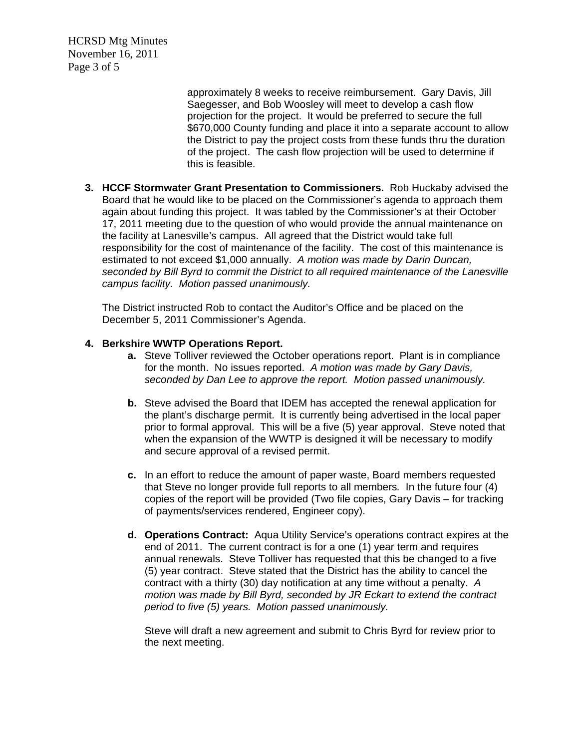approximately 8 weeks to receive reimbursement. Gary Davis, Jill Saegesser, and Bob Woosley will meet to develop a cash flow projection for the project. It would be preferred to secure the full $670,000 County funding and place it into a separate account to allow the District to pay the project costs from these funds thru the duration of the project. The cash flow projection will be used to determine if this is feasible.

3. **HCCF Stormwater Grant Presentation to Commissioners.** Rob Huckaby advised the Board that he would like to be placed on the Commissioner's agenda to approach them again about funding this project. It was tabled by the Commissioner's at their October 17, 2011 meeting due to the question of who would provide the annual maintenance on the facility at Lanesville's campus. All agreed that the District would take full responsibility for the cost of maintenance of the facility. The cost of this maintenance is estimated to not exceed $1,000 annually. *A motion was made by Darin Duncan, seconded by Bill Byrd to commit the District to all required maintenance of the Lanesville campus facility. Motion passed unanimously.*

   The District instructed Rob to contact the Auditor's Office and be placed on the December 5, 2011 Commissioner's Agenda.

4. **Berkshire WWTP Operations Report.**
   - **a.** Steve Tolliver reviewed the October operations report. Plant is in compliance for the month. No issues reported. *A motion was made by Gary Davis, seconded by Dan Lee to approve the report. Motion passed unanimously.*
   - **b.** Steve advised the Board that IDEM has accepted the renewal application for the plant's discharge permit. It is currently being advertised in the local paper prior to formal approval. This will be a five (5) year approval. Steve noted that when the expansion of the WWTP is designed it will be necessary to modify and secure approval of a revised permit.
   - **c.** In an effort to reduce the amount of paper waste, Board members requested that Steve no longer provide full reports to all members. In the future four (4) copies of the report will be provided (Two file copies, Gary Davis – for tracking of payments/services rendered, Engineer copy).
   - **d.** **Operations Contract:** Aqua Utility Service's operations contract expires at the end of 2011. The current contract is for a one (1) year term and requires annual renewals. Steve Tolliver has requested that this be changed to a five (5) year contract. Steve stated that the District has the ability to cancel the contract with a thirty (30) day notification at any time without a penalty. *A motion was made by Bill Byrd, seconded by JR Eckart to extend the contract period to five (5) years. Motion passed unanimously.*

     Steve will draft a new agreement and submit to Chris Byrd for review prior to the next meeting.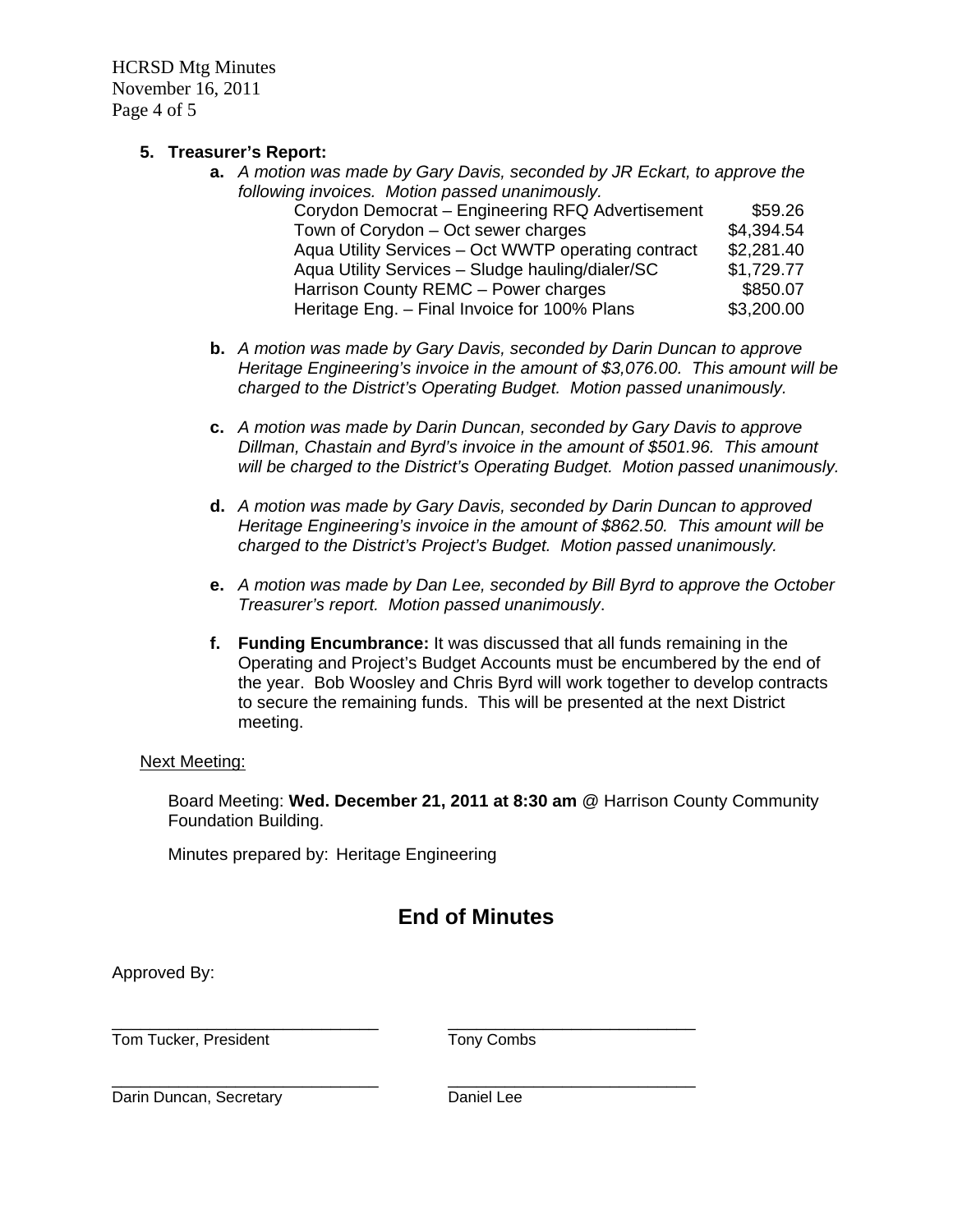5. **Treasurer's Report:**

   a. *A motion was made by Gary Davis, seconded by JR Eckart, to approve the following invoices. Motion passed unanimously.*

   | | |
   |---|---:|
   | Corydon Democrat – Engineering RFQ Advertisement | $59.26 |
   | Town of Corydon – Oct sewer charges | $4,394.54 |
   | Aqua Utility Services – Oct WWTP operating contract | $2,281.40 |
   | Aqua Utility Services – Sludge hauling/dialer/SC | $1,729.77 |
   | Harrison County REMC – Power charges | $850.07 |
   | Heritage Eng. – Final Invoice for 100% Plans | $3,200.00 |

   b. *A motion was made by Gary Davis, seconded by Darin Duncan to approve Heritage Engineering's invoice in the amount of $3,076.00. This amount will be charged to the District's Operating Budget. Motion passed unanimously.*

   c. *A motion was made by Darin Duncan, seconded by Gary Davis to approve Dillman, Chastain and Byrd's invoice in the amount of $501.96. This amount will be charged to the District's Operating Budget. Motion passed unanimously.*

   d. *A motion was made by Gary Davis, seconded by Darin Duncan to approved Heritage Engineering's invoice in the amount of $862.50. This amount will be charged to the District's Project's Budget. Motion passed unanimously.*

   e. *A motion was made by Dan Lee, seconded by Bill Byrd to approve the October Treasurer's report. Motion passed unanimously*.

   f. **Funding Encumbrance:** It was discussed that all funds remaining in the Operating and Project's Budget Accounts must be encumbered by the end of the year. Bob Woosley and Chris Byrd will work together to develop contracts to secure the remaining funds. This will be presented at the next District meeting.

<u>Next Meeting:</u>

Board Meeting: **Wed. December 21, 2011 at 8:30 am** @ Harrison County Community Foundation Building.

Minutes prepared by: Heritage Engineering

## End of Minutes

Approved By:

| | |
|---|---|
| _____________________________ | _____________________________ |
| Tom Tucker, President | Tony Combs |
| _____________________________ | _____________________________ |
| Darin Duncan, Secretary | Daniel Lee |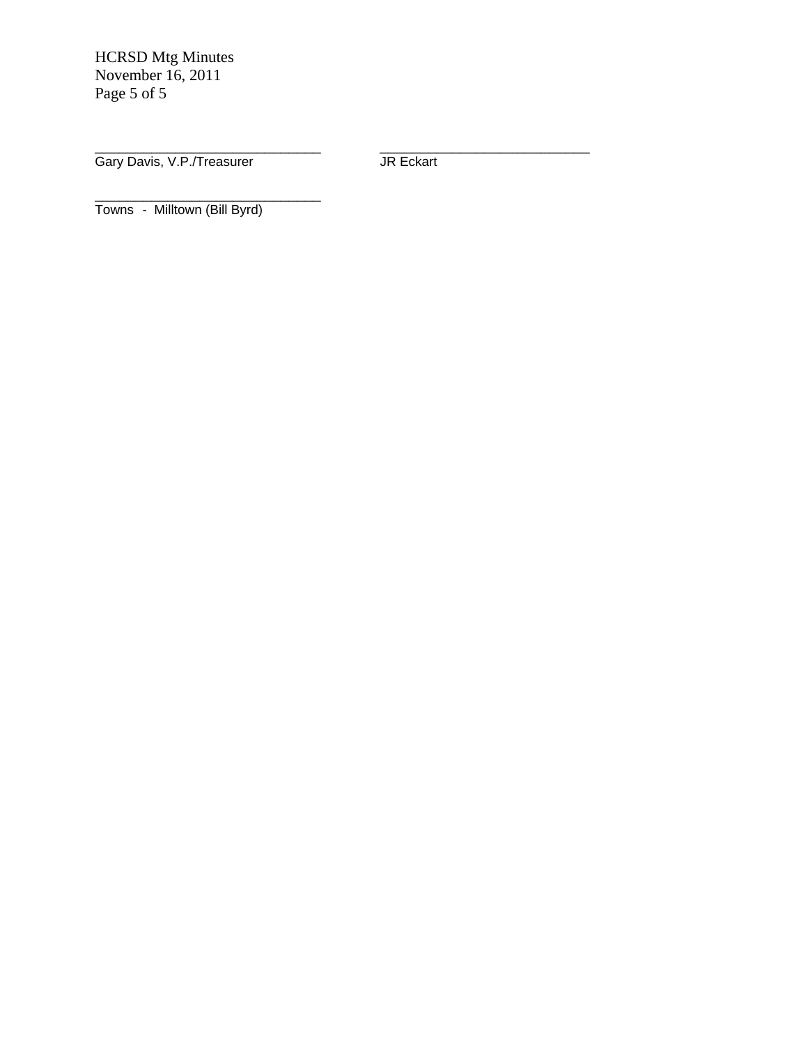\_\_\_\_\_\_\_\_\_\_\_\_\_\_\_\_\_\_\_\_\_\_\_\_\_\_\_\_\_\_
Gary Davis, V.P./Treasurer

\_\_\_\_\_\_\_\_\_\_\_\_\_\_\_\_\_\_\_\_\_\_\_\_\_\_\_\_\_\_
JR Eckart

\_\_\_\_\_\_\_\_\_\_\_\_\_\_\_\_\_\_\_\_\_\_\_\_\_\_\_\_\_\_
Towns - Milltown (Bill Byrd)